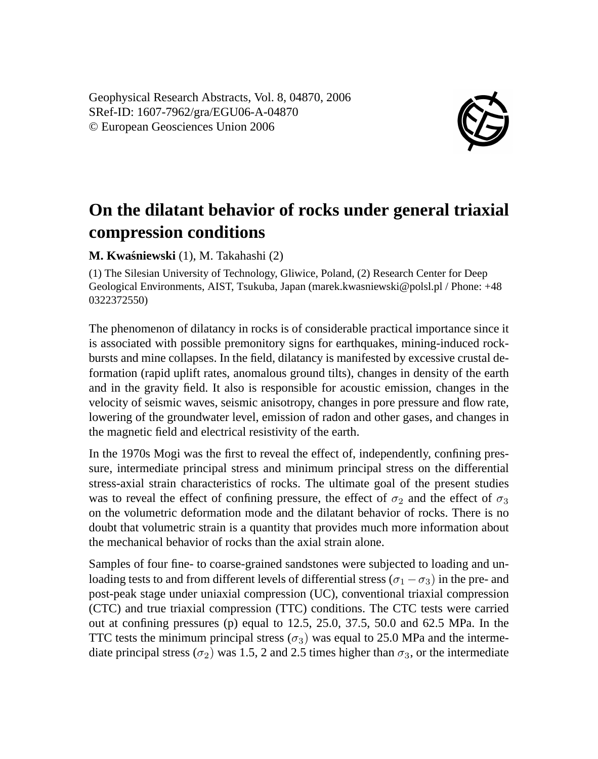Geophysical Research Abstracts, Vol. 8, 04870, 2006
SRef-ID: 1607-7962/gra/EGU06-A-04870
© European Geosciences Union 2006

# On the dilatant behavior of rocks under general triaxial compression conditions

**M. Kwaśniewski** (1), M. Takahashi (2)

(1) The Silesian University of Technology, Gliwice, Poland, (2) Research Center for Deep Geological Environments, AIST, Tsukuba, Japan (marek.kwasniewski@polsl.pl / Phone: +48 0322372550)

The phenomenon of dilatancy in rocks is of considerable practical importance since it is associated with possible premonitory signs for earthquakes, mining-induced rock-bursts and mine collapses. In the field, dilatancy is manifested by excessive crustal deformation (rapid uplift rates, anomalous ground tilts), changes in density of the earth and in the gravity field. It also is responsible for acoustic emission, changes in the velocity of seismic waves, seismic anisotropy, changes in pore pressure and flow rate, lowering of the groundwater level, emission of radon and other gases, and changes in the magnetic field and electrical resistivity of the earth.

In the 1970s Mogi was the first to reveal the effect of, independently, confining pressure, intermediate principal stress and minimum principal stress on the differential stress-axial strain characteristics of rocks. The ultimate goal of the present studies was to reveal the effect of confining pressure, the effect of $\sigma_2$ and the effect of $\sigma_3$ on the volumetric deformation mode and the dilatant behavior of rocks. There is no doubt that volumetric strain is a quantity that provides much more information about the mechanical behavior of rocks than the axial strain alone.

Samples of four fine- to coarse-grained sandstones were subjected to loading and unloading tests to and from different levels of differential stress $(\sigma_1 - \sigma_3)$ in the pre- and post-peak stage under uniaxial compression (UC), conventional triaxial compression (CTC) and true triaxial compression (TTC) conditions. The CTC tests were carried out at confining pressures (p) equal to 12.5, 25.0, 37.5, 50.0 and 62.5 MPa. In the TTC tests the minimum principal stress $(\sigma_3)$ was equal to 25.0 MPa and the intermediate principal stress $(\sigma_2)$ was 1.5, 2 and 2.5 times higher than $\sigma_3$, or the intermediate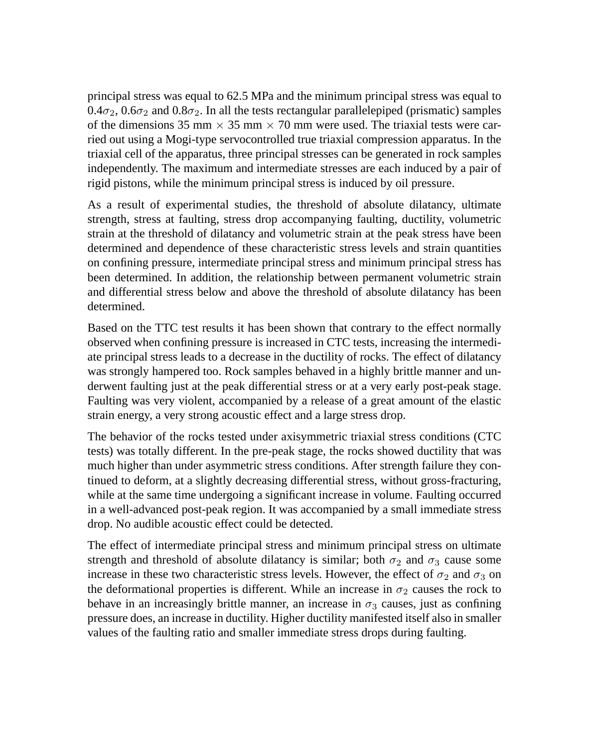principal stress was equal to 62.5 MPa and the minimum principal stress was equal to $0.4\sigma_2$, $0.6\sigma_2$ and $0.8\sigma_2$. In all the tests rectangular parallelepiped (prismatic) samples of the dimensions 35 mm $\times$ 35 mm $\times$ 70 mm were used. The triaxial tests were carried out using a Mogi-type servocontrolled true triaxial compression apparatus. In the triaxial cell of the apparatus, three principal stresses can be generated in rock samples independently. The maximum and intermediate stresses are each induced by a pair of rigid pistons, while the minimum principal stress is induced by oil pressure.

As a result of experimental studies, the threshold of absolute dilatancy, ultimate strength, stress at faulting, stress drop accompanying faulting, ductility, volumetric strain at the threshold of dilatancy and volumetric strain at the peak stress have been determined and dependence of these characteristic stress levels and strain quantities on confining pressure, intermediate principal stress and minimum principal stress has been determined. In addition, the relationship between permanent volumetric strain and differential stress below and above the threshold of absolute dilatancy has been determined.

Based on the TTC test results it has been shown that contrary to the effect normally observed when confining pressure is increased in CTC tests, increasing the intermediate principal stress leads to a decrease in the ductility of rocks. The effect of dilatancy was strongly hampered too. Rock samples behaved in a highly brittle manner and underwent faulting just at the peak differential stress or at a very early post-peak stage. Faulting was very violent, accompanied by a release of a great amount of the elastic strain energy, a very strong acoustic effect and a large stress drop.

The behavior of the rocks tested under axisymmetric triaxial stress conditions (CTC tests) was totally different. In the pre-peak stage, the rocks showed ductility that was much higher than under asymmetric stress conditions. After strength failure they continued to deform, at a slightly decreasing differential stress, without gross-fracturing, while at the same time undergoing a significant increase in volume. Faulting occurred in a well-advanced post-peak region. It was accompanied by a small immediate stress drop. No audible acoustic effect could be detected.

The effect of intermediate principal stress and minimum principal stress on ultimate strength and threshold of absolute dilatancy is similar; both $\sigma_2$ and $\sigma_3$ cause some increase in these two characteristic stress levels. However, the effect of $\sigma_2$ and $\sigma_3$ on the deformational properties is different. While an increase in $\sigma_2$ causes the rock to behave in an increasingly brittle manner, an increase in $\sigma_3$ causes, just as confining pressure does, an increase in ductility. Higher ductility manifested itself also in smaller values of the faulting ratio and smaller immediate stress drops during faulting.